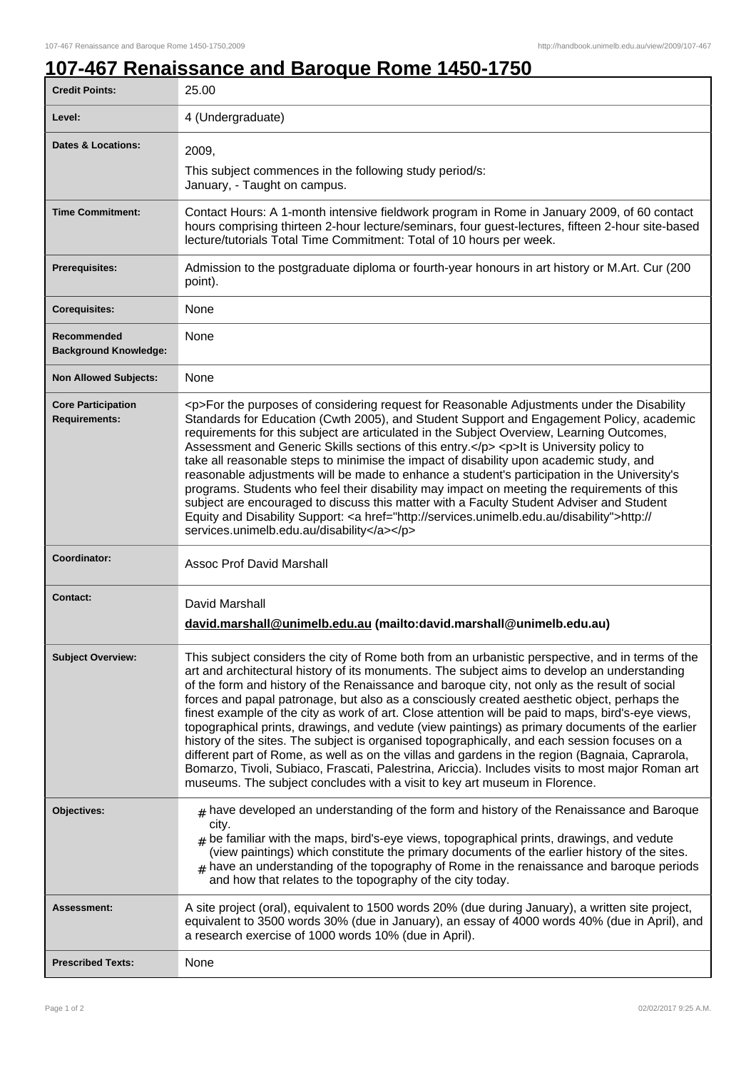# 107-467 Renaissance and Baroque Rome 1450-1750

| | |
|---|---|
| **Credit Points:** | 25.00 |
| **Level:** | 4 (Undergraduate) |
| **Dates & Locations:** | 2009,<br>This subject commences in the following study period/s:<br>January, - Taught on campus. |
| **Time Commitment:** | Contact Hours: A 1-month intensive fieldwork program in Rome in January 2009, of 60 contact hours comprising thirteen 2-hour lecture/seminars, four guest-lectures, fifteen 2-hour site-based lecture/tutorials Total Time Commitment: Total of 10 hours per week. |
| **Prerequisites:** | Admission to the postgraduate diploma or fourth-year honours in art history or M.Art. Cur (200 point). |
| **Corequisites:** | None |
| **Recommended Background Knowledge:** | None |
| **Non Allowed Subjects:** | None |
| **Core Participation Requirements:** | <p>For the purposes of considering request for Reasonable Adjustments under the Disability Standards for Education (Cwth 2005), and Student Support and Engagement Policy, academic requirements for this subject are articulated in the Subject Overview, Learning Outcomes, Assessment and Generic Skills sections of this entry.</p> <p>It is University policy to take all reasonable steps to minimise the impact of disability upon academic study, and reasonable adjustments will be made to enhance a student's participation in the University's programs. Students who feel their disability may impact on meeting the requirements of this subject are encouraged to discuss this matter with a Faculty Student Adviser and Student Equity and Disability Support: <a href="http://services.unimelb.edu.au/disability">http://services.unimelb.edu.au/disability</a></p> |
| **Coordinator:** | Assoc Prof David Marshall |
| **Contact:** | David Marshall<br>**david.marshall@unimelb.edu.au (mailto:david.marshall@unimelb.edu.au)** |
| **Subject Overview:** | This subject considers the city of Rome both from an urbanistic perspective, and in terms of the art and architectural history of its monuments. The subject aims to develop an understanding of the form and history of the Renaissance and baroque city, not only as the result of social forces and papal patronage, but also as a consciously created aesthetic object, perhaps the finest example of the city as work of art. Close attention will be paid to maps, bird's-eye views, topographical prints, drawings, and vedute (view paintings) as primary documents of the earlier history of the sites. The subject is organised topographically, and each session focuses on a different part of Rome, as well as on the villas and gardens in the region (Bagnaia, Caprarola, Bomarzo, Tivoli, Subiaco, Frascati, Palestrina, Ariccia). Includes visits to most major Roman art museums. The subject concludes with a visit to key art museum in Florence. |
| **Objectives:** | # have developed an understanding of the form and history of the Renaissance and Baroque city.<br># be familiar with the maps, bird's-eye views, topographical prints, drawings, and vedute (view paintings) which constitute the primary documents of the earlier history of the sites.<br># have an understanding of the topography of Rome in the renaissance and baroque periods and how that relates to the topography of the city today. |
| **Assessment:** | A site project (oral), equivalent to 1500 words 20% (due during January), a written site project, equivalent to 3500 words 30% (due in January), an essay of 4000 words 40% (due in April), and a research exercise of 1000 words 10% (due in April). |
| **Prescribed Texts:** | None |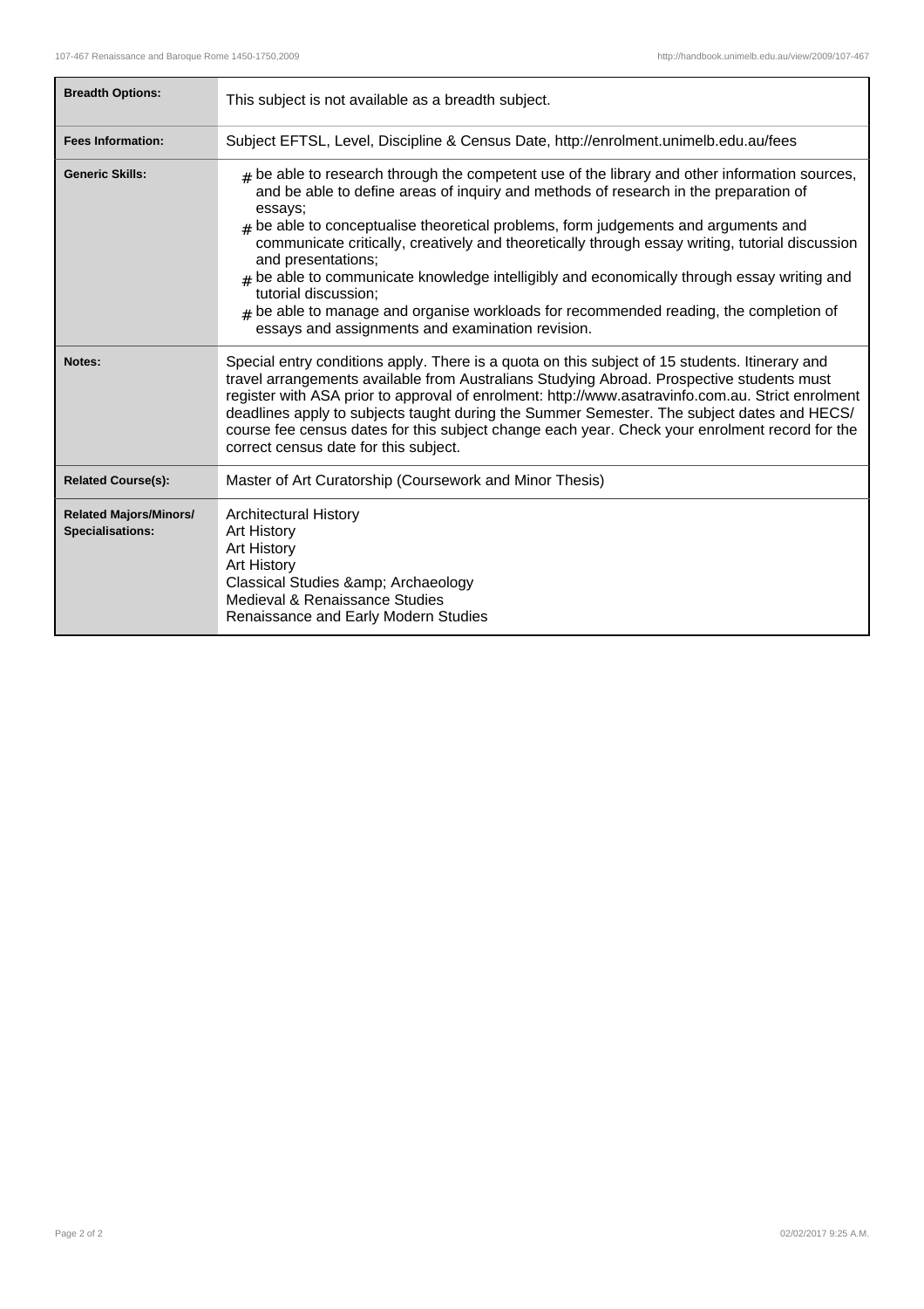| | |
|---|---|
| **Breadth Options:** | This subject is not available as a breadth subject. |
| **Fees Information:** | Subject EFTSL, Level, Discipline & Census Date, http://enrolment.unimelb.edu.au/fees |
| **Generic Skills:** | # be able to research through the competent use of the library and other information sources, and be able to define areas of inquiry and methods of research in the preparation of essays;<br># be able to conceptualise theoretical problems, form judgements and arguments and communicate critically, creatively and theoretically through essay writing, tutorial discussion and presentations;<br># be able to communicate knowledge intelligibly and economically through essay writing and tutorial discussion;<br># be able to manage and organise workloads for recommended reading, the completion of essays and assignments and examination revision. |
| **Notes:** | Special entry conditions apply. There is a quota on this subject of 15 students. Itinerary and travel arrangements available from Australians Studying Abroad. Prospective students must register with ASA prior to approval of enrolment: http://www.asatravinfo.com.au. Strict enrolment deadlines apply to subjects taught during the Summer Semester. The subject dates and HECS/ course fee census dates for this subject change each year. Check your enrolment record for the correct census date for this subject. |
| **Related Course(s):** | Master of Art Curatorship (Coursework and Minor Thesis) |
| **Related Majors/Minors/ Specialisations:** | Architectural History<br>Art History<br>Art History<br>Art History<br>Classical Studies &amp; Archaeology<br>Medieval & Renaissance Studies<br>Renaissance and Early Modern Studies |